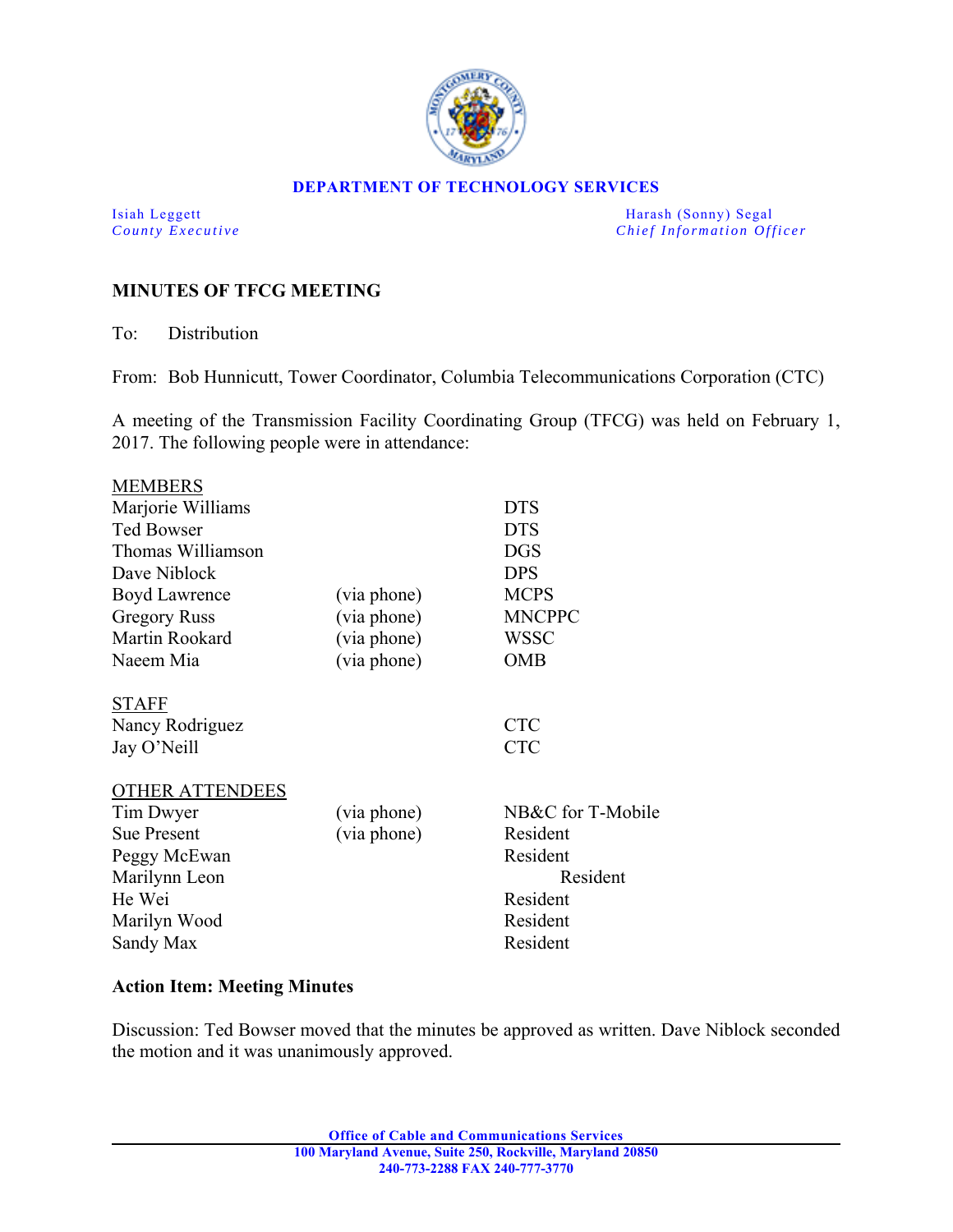**DEPARTMENT OF TECHNOLOGY SERVICES**

| | |
|---|---|
| Isiah Leggett | Harash (Sonny) Segal |
| *County Executive* | *Chief Information Officer* |

## MINUTES OF TFCG MEETING

To: Distribution

From: Bob Hunnicutt, Tower Coordinator, Columbia Telecommunications Corporation (CTC)

A meeting of the Transmission Facility Coordinating Group (TFCG) was held on February 1, 2017. The following people were in attendance:

| MEMBERS | | |
|---|---|---|
| Marjorie Williams | | DTS |
| Ted Bowser | | DTS |
| Thomas Williamson | | DGS |
| Dave Niblock | | DPS |
| Boyd Lawrence | (via phone) | MCPS |
| Gregory Russ | (via phone) | MNCPPC |
| Martin Rookard | (via phone) | WSSC |
| Naeem Mia | (via phone) | OMB |

| STAFF | | |
|---|---|---|
| Nancy Rodriguez | | CTC |
| Jay O'Neill | | CTC |

| OTHER ATTENDEES | | |
|---|---|---|
| Tim Dwyer | (via phone) | NB&C for T-Mobile |
| Sue Present | (via phone) | Resident |
| Peggy McEwan | | Resident |
| Marilynn Leon | | Resident |
| He Wei | | Resident |
| Marilyn Wood | | Resident |
| Sandy Max | | Resident |

**Action Item: Meeting Minutes**

Discussion: Ted Bowser moved that the minutes be approved as written. Dave Niblock seconded the motion and it was unanimously approved.

**Office of Cable and Communications Services**
**100 Maryland Avenue, Suite 250, Rockville, Maryland 20850**
**240-773-2288 FAX 240-777-3770**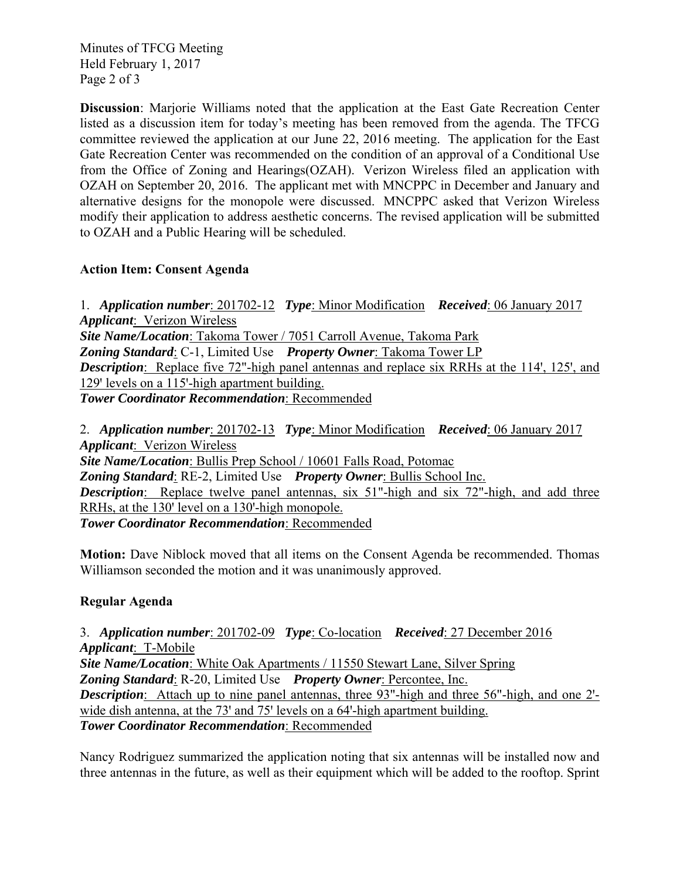**Discussion**: Marjorie Williams noted that the application at the East Gate Recreation Center listed as a discussion item for today's meeting has been removed from the agenda. The TFCG committee reviewed the application at our June 22, 2016 meeting. The application for the East Gate Recreation Center was recommended on the condition of an approval of a Conditional Use from the Office of Zoning and Hearings(OZAH). Verizon Wireless filed an application with OZAH on September 20, 2016. The applicant met with MNCPPC in December and January and alternative designs for the monopole were discussed. MNCPPC asked that Verizon Wireless modify their application to address aesthetic concerns. The revised application will be submitted to OZAH and a Public Hearing will be scheduled.

**Action Item: Consent Agenda**

1. ***Application number***: 201702-12 ***Type***: Minor Modification ***Received***: 06 January 2017
***Applicant***: Verizon Wireless
***Site Name/Location***: Takoma Tower / 7051 Carroll Avenue, Takoma Park
***Zoning Standard***: C-1, Limited Use ***Property Owner***: Takoma Tower LP
***Description***: Replace five 72"-high panel antennas and replace six RRHs at the 114', 125', and 129' levels on a 115'-high apartment building.
***Tower Coordinator Recommendation***: Recommended

2. ***Application number***: 201702-13 ***Type***: Minor Modification ***Received***: 06 January 2017
***Applicant***: Verizon Wireless
***Site Name/Location***: Bullis Prep School / 10601 Falls Road, Potomac
***Zoning Standard***: RE-2, Limited Use ***Property Owner***: Bullis School Inc.
***Description***: Replace twelve panel antennas, six 51"-high and six 72"-high, and add three RRHs, at the 130' level on a 130'-high monopole.
***Tower Coordinator Recommendation***: Recommended

**Motion:** Dave Niblock moved that all items on the Consent Agenda be recommended. Thomas Williamson seconded the motion and it was unanimously approved.

**Regular Agenda**

3. ***Application number***: 201702-09 ***Type***: Co-location ***Received***: 27 December 2016
***Applicant***: T-Mobile
***Site Name/Location***: White Oak Apartments / 11550 Stewart Lane, Silver Spring
***Zoning Standard***: R-20, Limited Use ***Property Owner***: Percontee, Inc.
***Description***: Attach up to nine panel antennas, three 93"-high and three 56"-high, and one 2'-wide dish antenna, at the 73' and 75' levels on a 64'-high apartment building.
***Tower Coordinator Recommendation***: Recommended

Nancy Rodriguez summarized the application noting that six antennas will be installed now and three antennas in the future, as well as their equipment which will be added to the rooftop. Sprint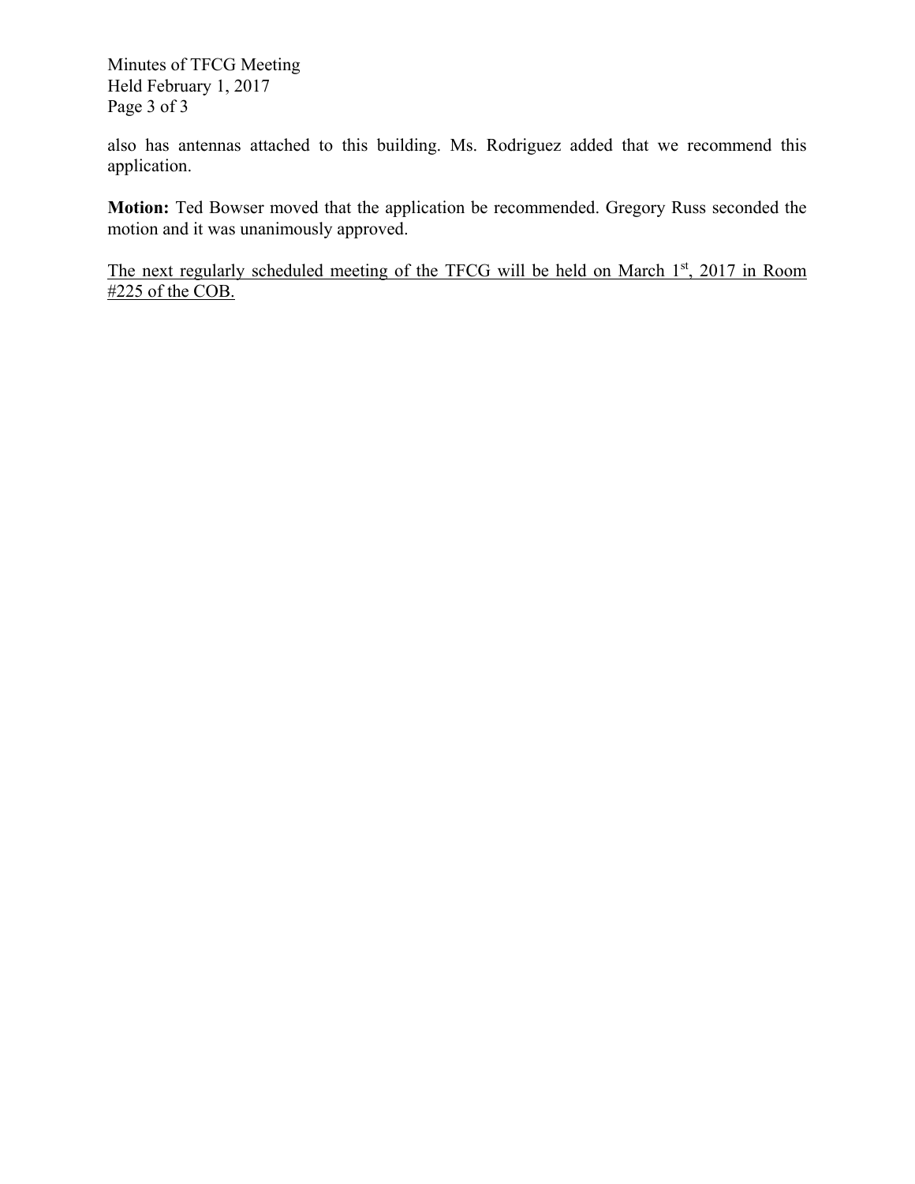also has antennas attached to this building. Ms. Rodriguez added that we recommend this application.

**Motion:** Ted Bowser moved that the application be recommended. Gregory Russ seconded the motion and it was unanimously approved.

<u>The next regularly scheduled meeting of the TFCG will be held on March 1st, 2017 in Room #225 of the COB.</u>